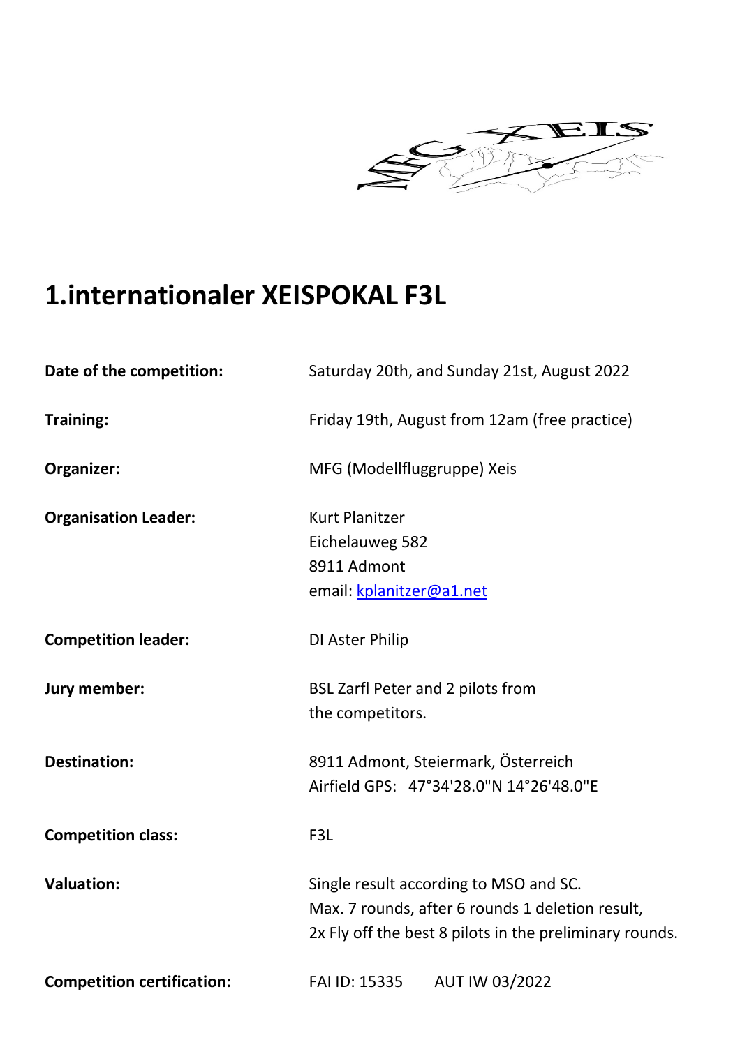# 1.internationaler XEISPOKAL F3L

| | |
|---|---|
| **Date of the competition:** | Saturday 20th, and Sunday 21st, August 2022 |
| **Training:** | Friday 19th, August from 12am (free practice) |
| **Organizer:** | MFG (Modellfluggruppe) Xeis |
| **Organisation Leader:** | Kurt Planitzer<br>Eichelauweg 582<br>8911 Admont<br>email: kplanitzer@a1.net |
| **Competition leader:** | DI Aster Philip |
| **Jury member:** | BSL Zarfl Peter and 2 pilots from the competitors. |
| **Destination:** | 8911 Admont, Steiermark, Österreich<br>Airfield GPS: 47°34'28.0"N 14°26'48.0"E |
| **Competition class:** | F3L |
| **Valuation:** | Single result according to MSO and SC.<br>Max. 7 rounds, after 6 rounds 1 deletion result,<br>2x Fly off the best 8 pilots in the preliminary rounds. |
| **Competition certification:** | FAI ID: 15335 AUT IW 03/2022 |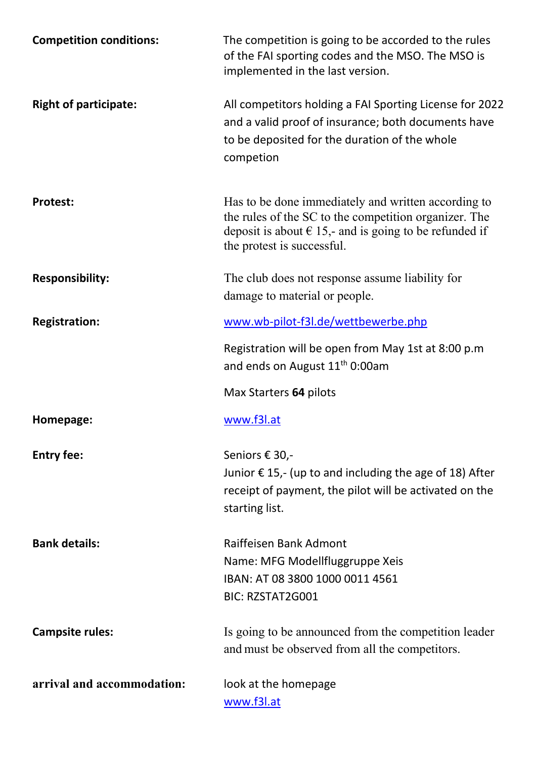**Competition conditions:** The competition is going to be accorded to the rules of the FAI sporting codes and the MSO. The MSO is implemented in the last version.

**Right of participate:** All competitors holding a FAI Sporting License for 2022 and a valid proof of insurance; both documents have to be deposited for the duration of the whole competion

**Protest:** Has to be done immediately and written according to the rules of the SC to the competition organizer. The deposit is about € 15,- and is going to be refunded if the protest is successful.

**Responsibility:** The club does not response assume liability for damage to material or people.

**Registration:** [www.wb-pilot-f3l.de/wettbewerbe.php](www.wb-pilot-f3l.de/wettbewerbe.php)

Registration will be open from May 1st at 8:00 p.m and ends on August 11th 0:00am

Max Starters **64** pilots

**Homepage:** [www.f3l.at](www.f3l.at)

**Entry fee:** Seniors € 30,-
Junior € 15,- (up to and including the age of 18) After receipt of payment, the pilot will be activated on the starting list.

**Bank details:** Raiffeisen Bank Admont
Name: MFG Modellfluggruppe Xeis
IBAN: AT 08 3800 1000 0011 4561
BIC: RZSTAT2G001

**Campsite rules:** Is going to be announced from the competition leader and must be observed from all the competitors.

**arrival and accommodation:** look at the homepage [www.f3l.at](www.f3l.at)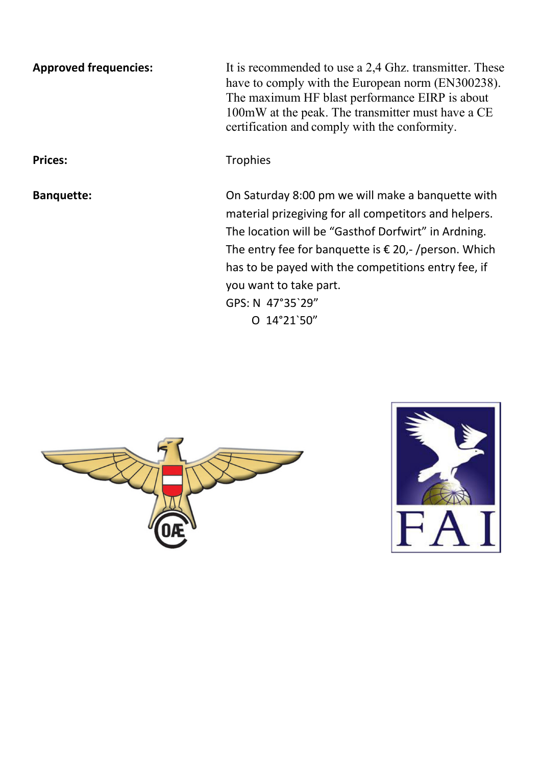**Approved frequencies:** It is recommended to use a 2,4 Ghz. transmitter. These have to comply with the European norm (EN300238). The maximum HF blast performance EIRP is about 100mW at the peak. The transmitter must have a CE certification and comply with the conformity.

**Prices:** Trophies

**Banquette:** On Saturday 8:00 pm we will make a banquette with material prizegiving for all competitors and helpers. The location will be "Gasthof Dorfwirt" in Ardning. The entry fee for banquette is € 20,- /person. Which has to be payed with the competitions entry fee, if you want to take part.

GPS: N 47°35`29"
O 14°21`50"